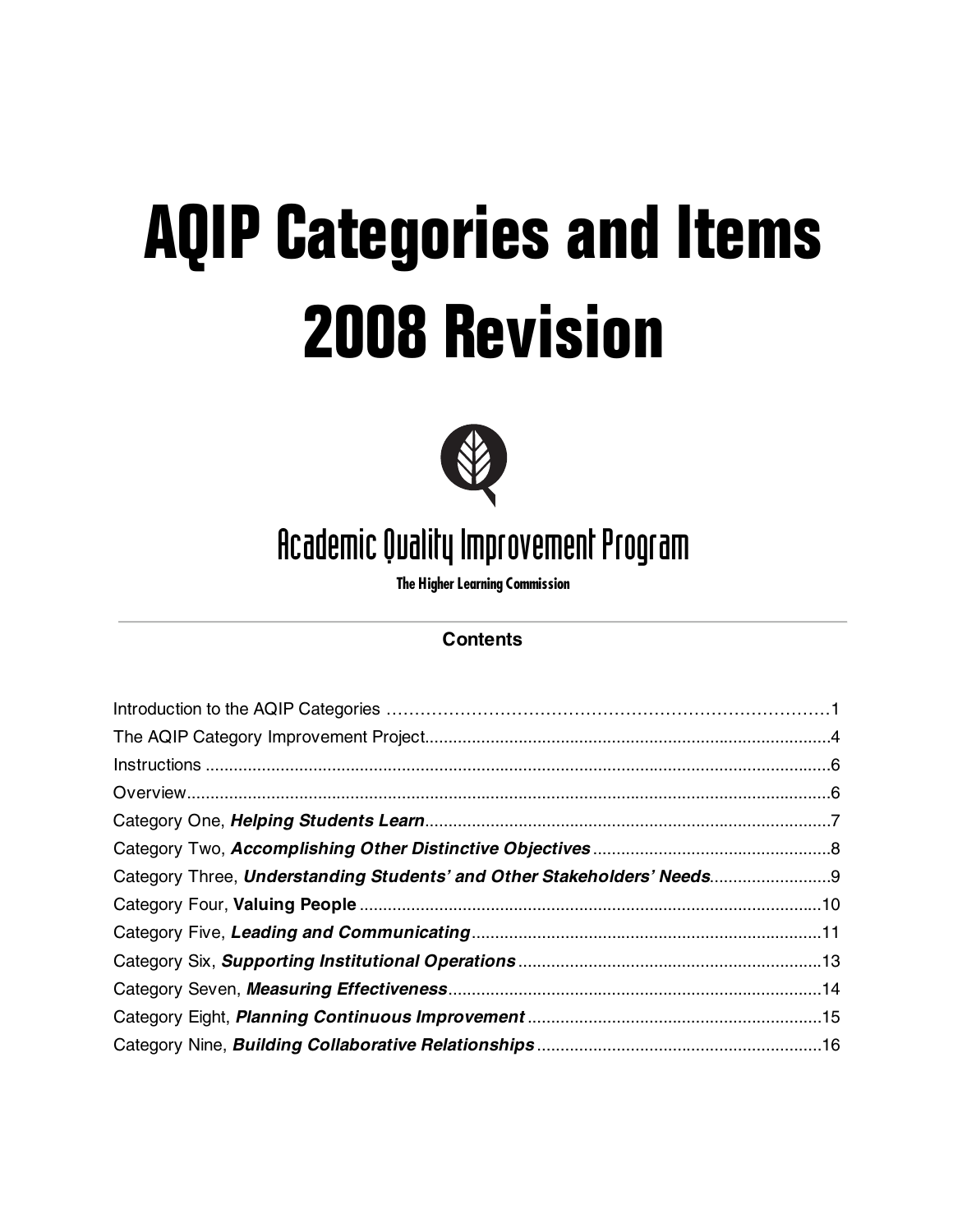# AQIP Categories and Items 2008 Revision

Academic Quality Improvement Program

**The Higher Learning Commission**

---

## Contents

Introduction to the AQIP Categories ....................................................................1
The AQIP Category Improvement Project..........................................................4
Instructions ...........................................................................................................6
Overview................................................................................................................6
Category One, ***Helping Students Learn***..........................................................7
Category Two, ***Accomplishing Other Distinctive Objectives***..........................8
Category Three, ***Understanding Students' and Other Stakeholders' Needs***..........9
Category Four, **Valuing People**..........................................................................10
Category Five, ***Leading and Communicating***..................................................11
Category Six, ***Supporting Institutional Operations***..........................................13
Category Seven, ***Measuring Effectiveness***.....................................................14
Category Eight, ***Planning Continuous Improvement***.........................................15
Category Nine, ***Building Collaborative Relationships***......................................16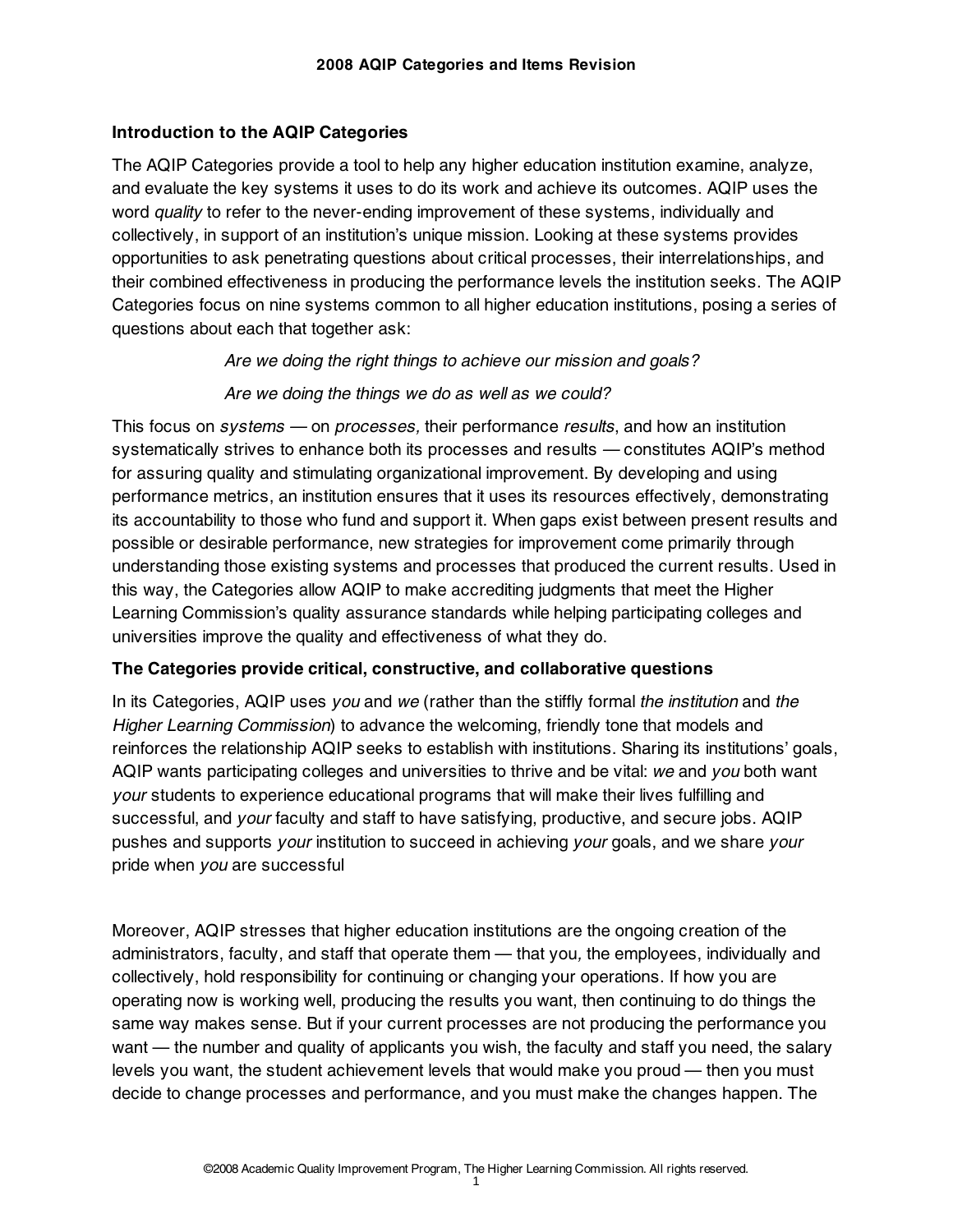## Introduction to the AQIP Categories

The AQIP Categories provide a tool to help any higher education institution examine, analyze, and evaluate the key systems it uses to do its work and achieve its outcomes. AQIP uses the word *quality* to refer to the never-ending improvement of these systems, individually and collectively, in support of an institution's unique mission. Looking at these systems provides opportunities to ask penetrating questions about critical processes, their interrelationships, and their combined effectiveness in producing the performance levels the institution seeks. The AQIP Categories focus on nine systems common to all higher education institutions, posing a series of questions about each that together ask:

*Are we doing the right things to achieve our mission and goals?*

*Are we doing the things we do as well as we could?*

This focus on *systems* — on *processes,* their performance *results*, and how an institution systematically strives to enhance both its processes and results — constitutes AQIP's method for assuring quality and stimulating organizational improvement. By developing and using performance metrics, an institution ensures that it uses its resources effectively, demonstrating its accountability to those who fund and support it. When gaps exist between present results and possible or desirable performance, new strategies for improvement come primarily through understanding those existing systems and processes that produced the current results. Used in this way, the Categories allow AQIP to make accrediting judgments that meet the Higher Learning Commission's quality assurance standards while helping participating colleges and universities improve the quality and effectiveness of what they do.

### The Categories provide critical, constructive, and collaborative questions

In its Categories, AQIP uses *you* and *we* (rather than the stiffly formal *the institution* and *the Higher Learning Commission*) to advance the welcoming, friendly tone that models and reinforces the relationship AQIP seeks to establish with institutions. Sharing its institutions' goals, AQIP wants participating colleges and universities to thrive and be vital: *we* and *you* both want *your* students to experience educational programs that will make their lives fulfilling and successful, and *your* faculty and staff to have satisfying, productive, and secure jobs. AQIP pushes and supports *your* institution to succeed in achieving *your* goals, and we share *your* pride when *you* are successful

Moreover, AQIP stresses that higher education institutions are the ongoing creation of the administrators, faculty, and staff that operate them — that you*,* the employees, individually and collectively, hold responsibility for continuing or changing your operations. If how you are operating now is working well, producing the results you want, then continuing to do things the same way makes sense. But if your current processes are not producing the performance you want — the number and quality of applicants you wish, the faculty and staff you need, the salary levels you want, the student achievement levels that would make you proud — then you must decide to change processes and performance, and you must make the changes happen. The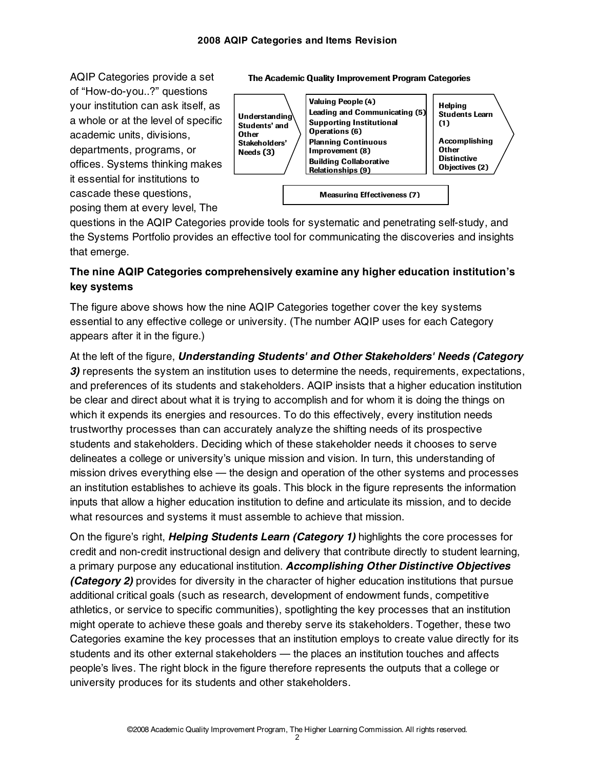AQIP Categories provide a set of "How-do-you..?" questions your institution can ask itself, as a whole or at the level of specific academic units, divisions, departments, programs, or offices. Systems thinking makes it essential for institutions to cascade these questions, posing them at every level, The questions in the AQIP Categories provide tools for systematic and penetrating self-study, and the Systems Portfolio provides an effective tool for communicating the discoveries and insights that emerge.

**The Academic Quality Improvement Program Categories**

| Understanding Students' and Other Stakeholders' Needs (3) | Valuing People (4)<br>Leading and Communicating (5)<br>Supporting Institutional Operations (6)<br>Planning Continuous Improvement (8)<br>Building Collaborative Relationships (9) | Helping Students Learn (1)<br><br>Accomplishing Other Distinctive Objectives (2) |
|---|---|---|
| | Measuring Effectiveness (7) | |

**The nine AQIP Categories comprehensively examine any higher education institution's key systems**

The figure above shows how the nine AQIP Categories together cover the key systems essential to any effective college or university. (The number AQIP uses for each Category appears after it in the figure.)

At the left of the figure, ***Understanding Students' and Other Stakeholders' Needs (Category 3)*** represents the system an institution uses to determine the needs, requirements, expectations, and preferences of its students and stakeholders. AQIP insists that a higher education institution be clear and direct about what it is trying to accomplish and for whom it is doing the things on which it expends its energies and resources. To do this effectively, every institution needs trustworthy processes than can accurately analyze the shifting needs of its prospective students and stakeholders. Deciding which of these stakeholder needs it chooses to serve delineates a college or university's unique mission and vision. In turn, this understanding of mission drives everything else — the design and operation of the other systems and processes an institution establishes to achieve its goals. This block in the figure represents the information inputs that allow a higher education institution to define and articulate its mission, and to decide what resources and systems it must assemble to achieve that mission.

On the figure's right, ***Helping Students Learn (Category 1)*** highlights the core processes for credit and non-credit instructional design and delivery that contribute directly to student learning, a primary purpose any educational institution. ***Accomplishing Other Distinctive Objectives (Category 2)*** provides for diversity in the character of higher education institutions that pursue additional critical goals (such as research, development of endowment funds, competitive athletics, or service to specific communities), spotlighting the key processes that an institution might operate to achieve these goals and thereby serve its stakeholders. Together, these two Categories examine the key processes that an institution employs to create value directly for its students and its other external stakeholders — the places an institution touches and affects people's lives. The right block in the figure therefore represents the outputs that a college or university produces for its students and other stakeholders.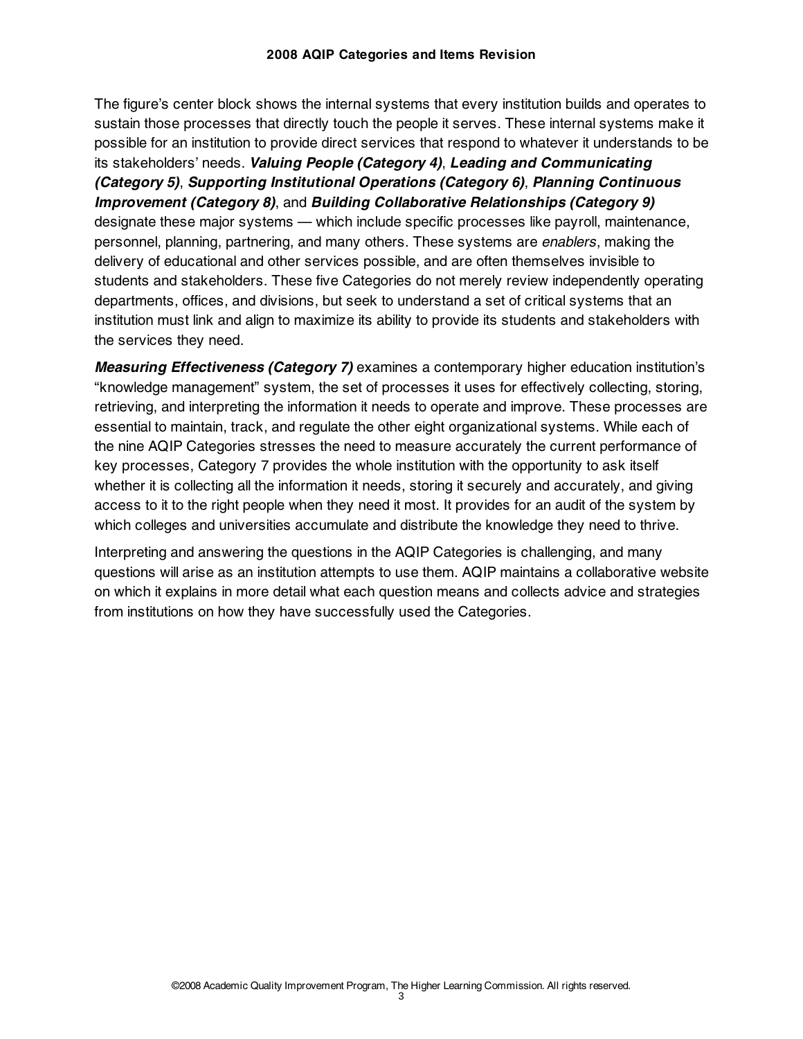The figure's center block shows the internal systems that every institution builds and operates to sustain those processes that directly touch the people it serves. These internal systems make it possible for an institution to provide direct services that respond to whatever it understands to be its stakeholders' needs. ***Valuing People (Category 4)***, ***Leading and Communicating (Category 5)***, ***Supporting Institutional Operations (Category 6)***, ***Planning Continuous Improvement (Category 8)***, and ***Building Collaborative Relationships (Category 9)*** designate these major systems — which include specific processes like payroll, maintenance, personnel, planning, partnering, and many others. These systems are *enablers*, making the delivery of educational and other services possible, and are often themselves invisible to students and stakeholders. These five Categories do not merely review independently operating departments, offices, and divisions, but seek to understand a set of critical systems that an institution must link and align to maximize its ability to provide its students and stakeholders with the services they need.

***Measuring Effectiveness (Category 7)*** examines a contemporary higher education institution's "knowledge management" system, the set of processes it uses for effectively collecting, storing, retrieving, and interpreting the information it needs to operate and improve. These processes are essential to maintain, track, and regulate the other eight organizational systems. While each of the nine AQIP Categories stresses the need to measure accurately the current performance of key processes, Category 7 provides the whole institution with the opportunity to ask itself whether it is collecting all the information it needs, storing it securely and accurately, and giving access to it to the right people when they need it most. It provides for an audit of the system by which colleges and universities accumulate and distribute the knowledge they need to thrive.

Interpreting and answering the questions in the AQIP Categories is challenging, and many questions will arise as an institution attempts to use them. AQIP maintains a collaborative website on which it explains in more detail what each question means and collects advice and strategies from institutions on how they have successfully used the Categories.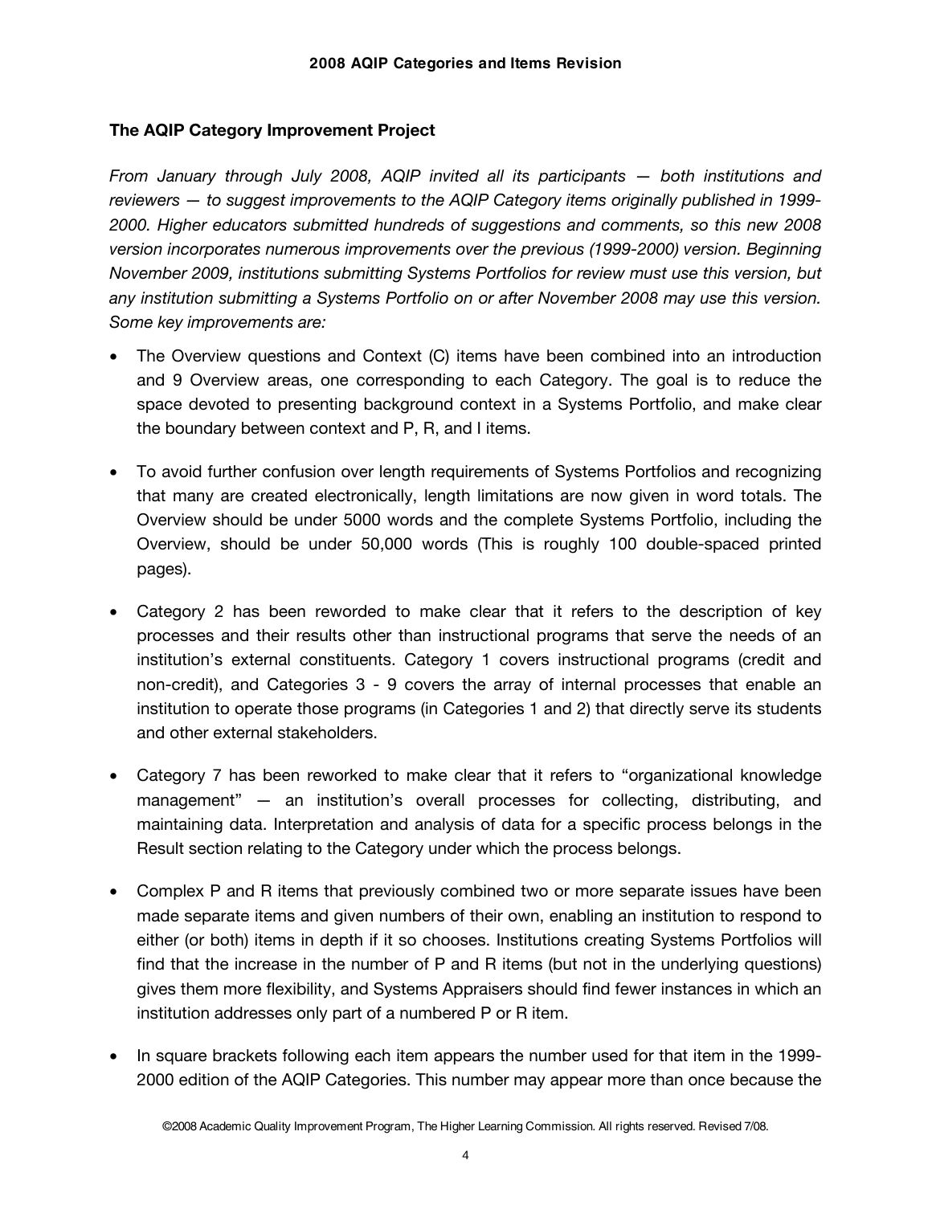## The AQIP Category Improvement Project

*From January through July 2008, AQIP invited all its participants — both institutions and reviewers — to suggest improvements to the AQIP Category items originally published in 1999-2000. Higher educators submitted hundreds of suggestions and comments, so this new 2008 version incorporates numerous improvements over the previous (1999-2000) version. Beginning November 2009, institutions submitting Systems Portfolios for review must use this version, but any institution submitting a Systems Portfolio on or after November 2008 may use this version. Some key improvements are:*

- The Overview questions and Context (C) items have been combined into an introduction and 9 Overview areas, one corresponding to each Category. The goal is to reduce the space devoted to presenting background context in a Systems Portfolio, and make clear the boundary between context and P, R, and I items.
- To avoid further confusion over length requirements of Systems Portfolios and recognizing that many are created electronically, length limitations are now given in word totals. The Overview should be under 5000 words and the complete Systems Portfolio, including the Overview, should be under 50,000 words (This is roughly 100 double-spaced printed pages).
- Category 2 has been reworded to make clear that it refers to the description of key processes and their results other than instructional programs that serve the needs of an institution's external constituents. Category 1 covers instructional programs (credit and non-credit), and Categories 3 - 9 covers the array of internal processes that enable an institution to operate those programs (in Categories 1 and 2) that directly serve its students and other external stakeholders.
- Category 7 has been reworked to make clear that it refers to "organizational knowledge management" — an institution's overall processes for collecting, distributing, and maintaining data. Interpretation and analysis of data for a specific process belongs in the Result section relating to the Category under which the process belongs.
- Complex P and R items that previously combined two or more separate issues have been made separate items and given numbers of their own, enabling an institution to respond to either (or both) items in depth if it so chooses. Institutions creating Systems Portfolios will find that the increase in the number of P and R items (but not in the underlying questions) gives them more flexibility, and Systems Appraisers should find fewer instances in which an institution addresses only part of a numbered P or R item.
- In square brackets following each item appears the number used for that item in the 1999-2000 edition of the AQIP Categories. This number may appear more than once because the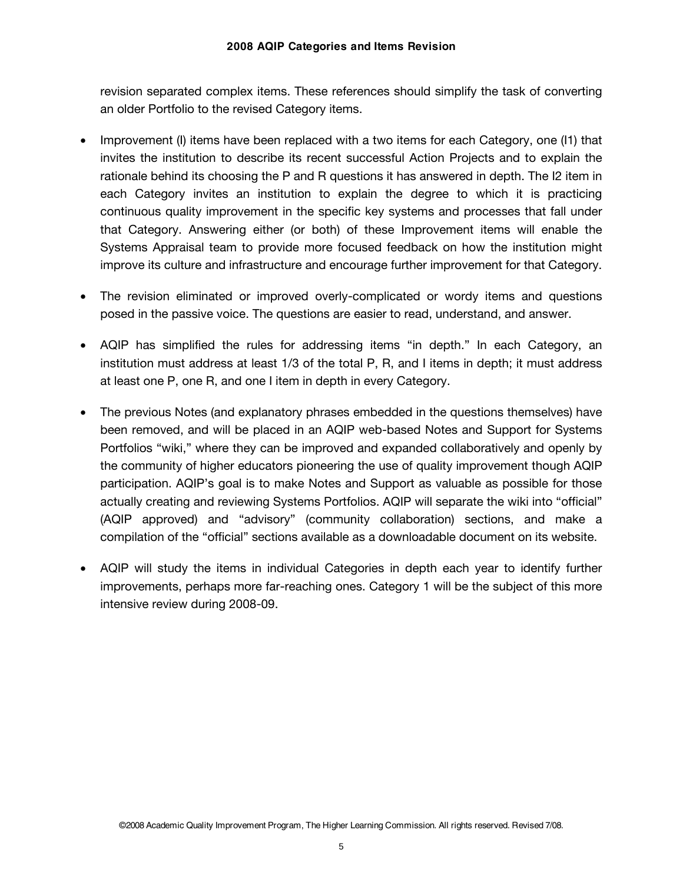revision separated complex items. These references should simplify the task of converting an older Portfolio to the revised Category items.

- Improvement (I) items have been replaced with a two items for each Category, one (I1) that invites the institution to describe its recent successful Action Projects and to explain the rationale behind its choosing the P and R questions it has answered in depth. The I2 item in each Category invites an institution to explain the degree to which it is practicing continuous quality improvement in the specific key systems and processes that fall under that Category. Answering either (or both) of these Improvement items will enable the Systems Appraisal team to provide more focused feedback on how the institution might improve its culture and infrastructure and encourage further improvement for that Category.

- The revision eliminated or improved overly-complicated or wordy items and questions posed in the passive voice. The questions are easier to read, understand, and answer.

- AQIP has simplified the rules for addressing items "in depth." In each Category, an institution must address at least 1/3 of the total P, R, and I items in depth; it must address at least one P, one R, and one I item in depth in every Category.

- The previous Notes (and explanatory phrases embedded in the questions themselves) have been removed, and will be placed in an AQIP web-based Notes and Support for Systems Portfolios "wiki," where they can be improved and expanded collaboratively and openly by the community of higher educators pioneering the use of quality improvement though AQIP participation. AQIP's goal is to make Notes and Support as valuable as possible for those actually creating and reviewing Systems Portfolios. AQIP will separate the wiki into "official" (AQIP approved) and "advisory" (community collaboration) sections, and make a compilation of the "official" sections available as a downloadable document on its website.

- AQIP will study the items in individual Categories in depth each year to identify further improvements, perhaps more far-reaching ones. Category 1 will be the subject of this more intensive review during 2008-09.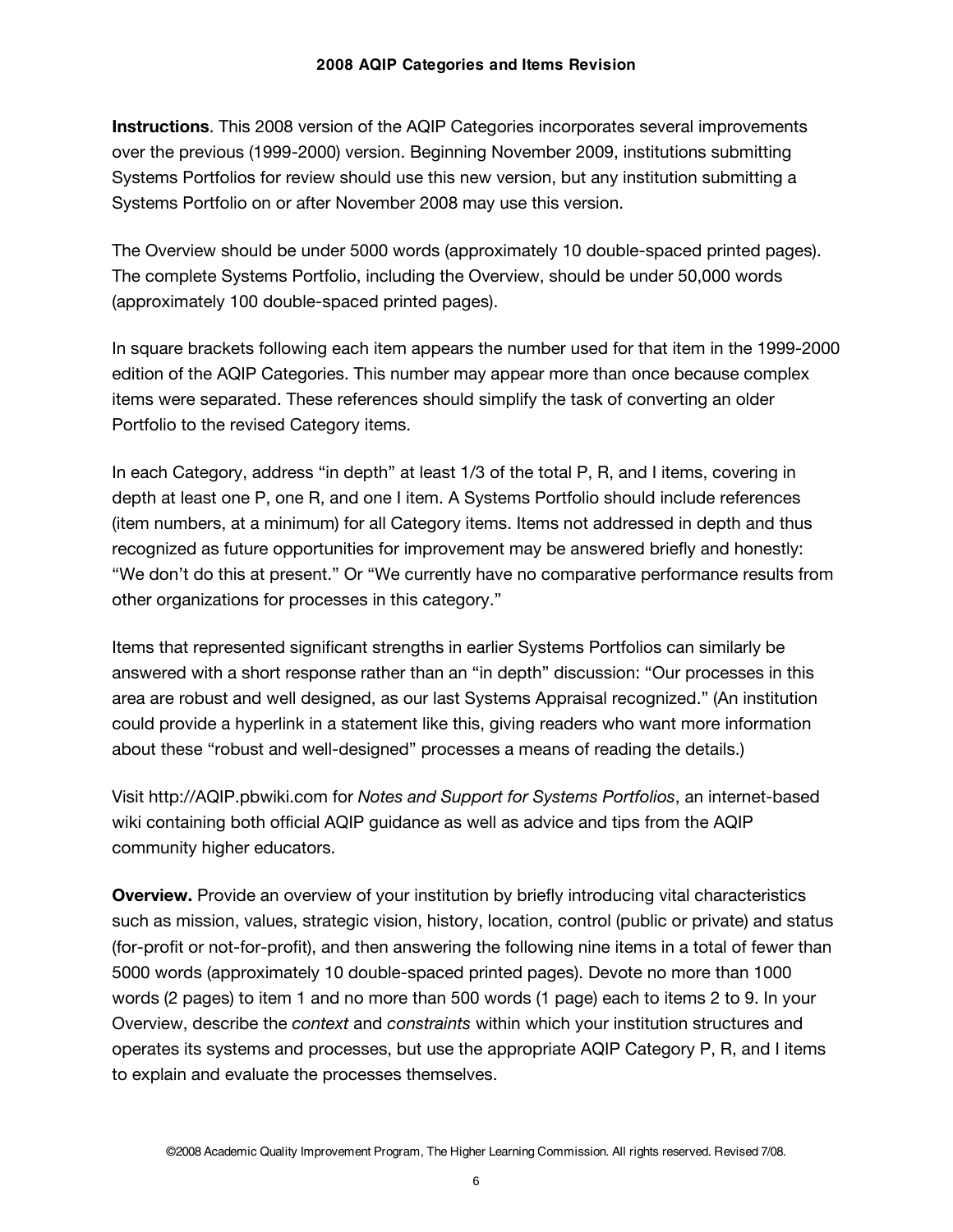**Instructions**. This 2008 version of the AQIP Categories incorporates several improvements over the previous (1999-2000) version. Beginning November 2009, institutions submitting Systems Portfolios for review should use this new version, but any institution submitting a Systems Portfolio on or after November 2008 may use this version.

The Overview should be under 5000 words (approximately 10 double-spaced printed pages). The complete Systems Portfolio, including the Overview, should be under 50,000 words (approximately 100 double-spaced printed pages).

In square brackets following each item appears the number used for that item in the 1999-2000 edition of the AQIP Categories. This number may appear more than once because complex items were separated. These references should simplify the task of converting an older Portfolio to the revised Category items.

In each Category, address "in depth" at least 1/3 of the total P, R, and I items, covering in depth at least one P, one R, and one I item. A Systems Portfolio should include references (item numbers, at a minimum) for all Category items. Items not addressed in depth and thus recognized as future opportunities for improvement may be answered briefly and honestly: "We don't do this at present." Or "We currently have no comparative performance results from other organizations for processes in this category."

Items that represented significant strengths in earlier Systems Portfolios can similarly be answered with a short response rather than an "in depth" discussion: "Our processes in this area are robust and well designed, as our last Systems Appraisal recognized." (An institution could provide a hyperlink in a statement like this, giving readers who want more information about these "robust and well-designed" processes a means of reading the details.)

Visit http://AQIP.pbwiki.com for *Notes and Support for Systems Portfolios*, an internet-based wiki containing both official AQIP guidance as well as advice and tips from the AQIP community higher educators.

**Overview.** Provide an overview of your institution by briefly introducing vital characteristics such as mission, values, strategic vision, history, location, control (public or private) and status (for-profit or not-for-profit), and then answering the following nine items in a total of fewer than 5000 words (approximately 10 double-spaced printed pages). Devote no more than 1000 words (2 pages) to item 1 and no more than 500 words (1 page) each to items 2 to 9. In your Overview, describe the *context* and *constraints* within which your institution structures and operates its systems and processes, but use the appropriate AQIP Category P, R, and I items to explain and evaluate the processes themselves.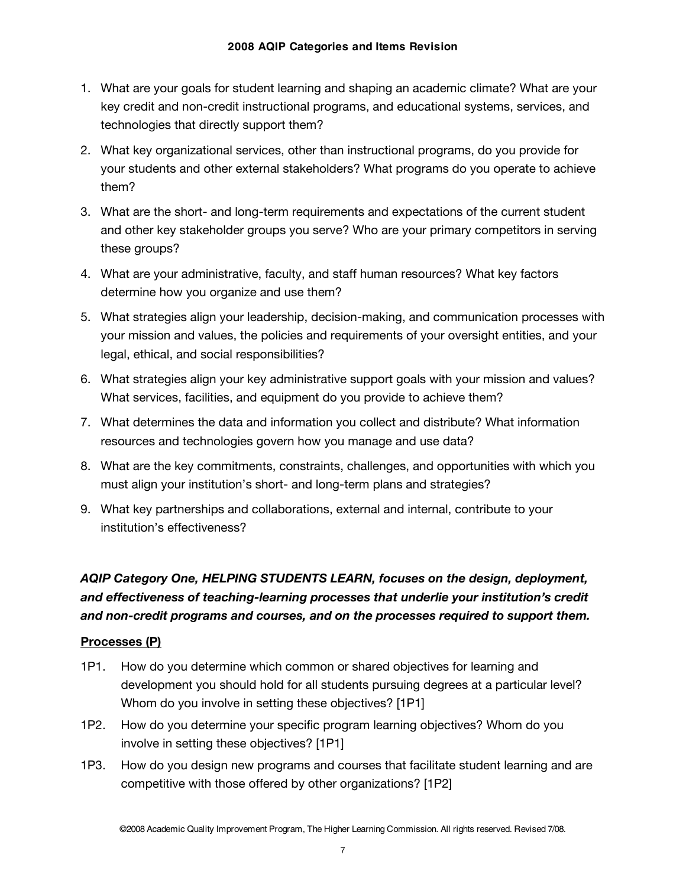1. What are your goals for student learning and shaping an academic climate? What are your key credit and non-credit instructional programs, and educational systems, services, and technologies that directly support them?
2. What key organizational services, other than instructional programs, do you provide for your students and other external stakeholders? What programs do you operate to achieve them?
3. What are the short- and long-term requirements and expectations of the current student and other key stakeholder groups you serve? Who are your primary competitors in serving these groups?
4. What are your administrative, faculty, and staff human resources? What key factors determine how you organize and use them?
5. What strategies align your leadership, decision-making, and communication processes with your mission and values, the policies and requirements of your oversight entities, and your legal, ethical, and social responsibilities?
6. What strategies align your key administrative support goals with your mission and values? What services, facilities, and equipment do you provide to achieve them?
7. What determines the data and information you collect and distribute? What information resources and technologies govern how you manage and use data?
8. What are the key commitments, constraints, challenges, and opportunities with which you must align your institution's short- and long-term plans and strategies?
9. What key partnerships and collaborations, external and internal, contribute to your institution's effectiveness?

***AQIP Category One, HELPING STUDENTS LEARN, focuses on the design, deployment, and effectiveness of teaching-learning processes that underlie your institution's credit and non-credit programs and courses, and on the processes required to support them.***

**<u>Processes (P)</u>**

- 1P1. How do you determine which common or shared objectives for learning and development you should hold for all students pursuing degrees at a particular level? Whom do you involve in setting these objectives? [1P1]
- 1P2. How do you determine your specific program learning objectives? Whom do you involve in setting these objectives? [1P1]
- 1P3. How do you design new programs and courses that facilitate student learning and are competitive with those offered by other organizations? [1P2]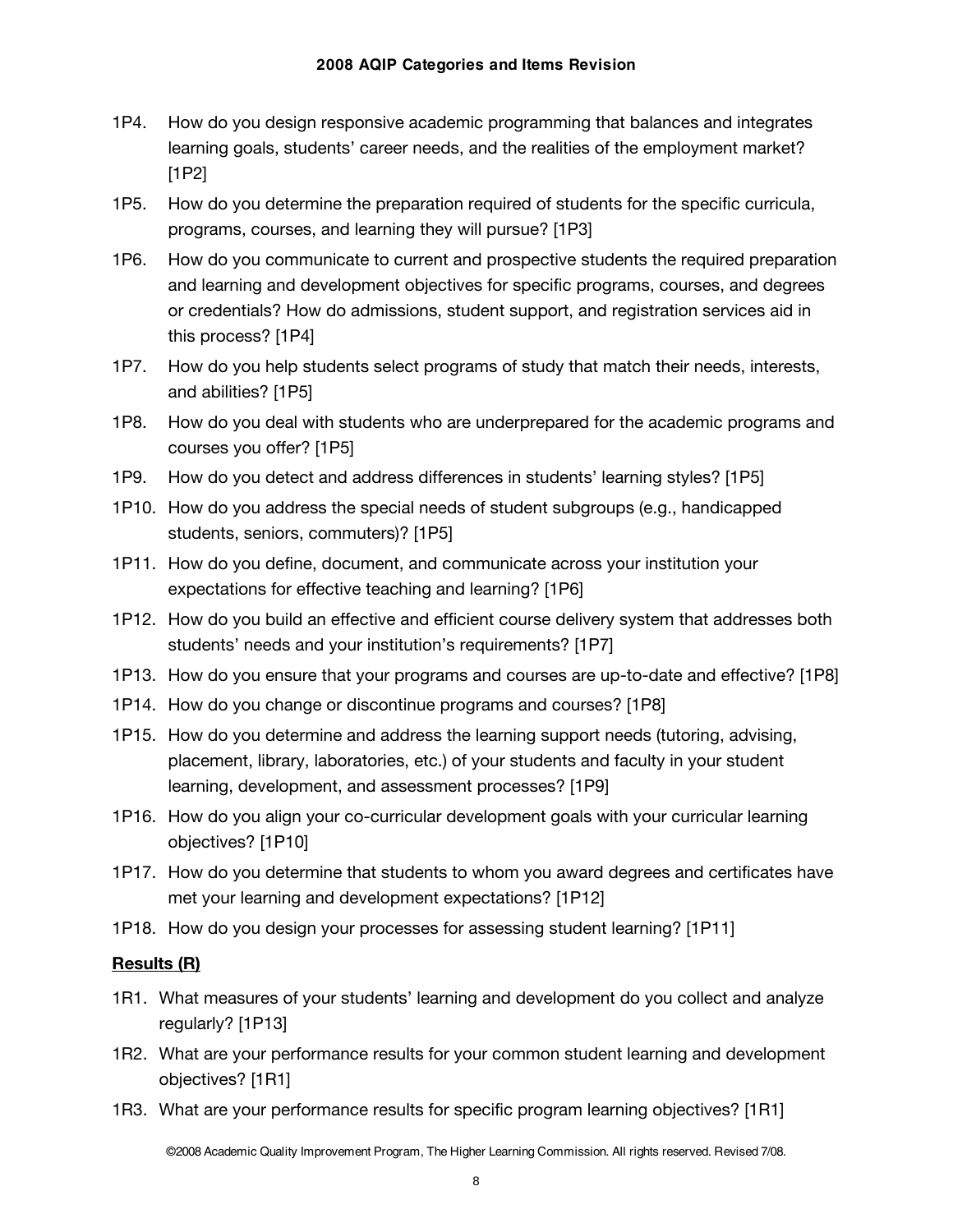1P4. How do you design responsive academic programming that balances and integrates learning goals, students' career needs, and the realities of the employment market? [1P2]

1P5. How do you determine the preparation required of students for the specific curricula, programs, courses, and learning they will pursue? [1P3]

1P6. How do you communicate to current and prospective students the required preparation and learning and development objectives for specific programs, courses, and degrees or credentials? How do admissions, student support, and registration services aid in this process? [1P4]

1P7. How do you help students select programs of study that match their needs, interests, and abilities? [1P5]

1P8. How do you deal with students who are underprepared for the academic programs and courses you offer? [1P5]

1P9. How do you detect and address differences in students' learning styles? [1P5]

1P10. How do you address the special needs of student subgroups (e.g., handicapped students, seniors, commuters)? [1P5]

1P11. How do you define, document, and communicate across your institution your expectations for effective teaching and learning? [1P6]

1P12. How do you build an effective and efficient course delivery system that addresses both students' needs and your institution's requirements? [1P7]

1P13. How do you ensure that your programs and courses are up-to-date and effective? [1P8]

1P14. How do you change or discontinue programs and courses? [1P8]

1P15. How do you determine and address the learning support needs (tutoring, advising, placement, library, laboratories, etc.) of your students and faculty in your student learning, development, and assessment processes? [1P9]

1P16. How do you align your co-curricular development goals with your curricular learning objectives? [1P10]

1P17. How do you determine that students to whom you award degrees and certificates have met your learning and development expectations? [1P12]

1P18. How do you design your processes for assessing student learning? [1P11]

**Results (R)**

1R1. What measures of your students' learning and development do you collect and analyze regularly? [1P13]

1R2. What are your performance results for your common student learning and development objectives? [1R1]

1R3. What are your performance results for specific program learning objectives? [1R1]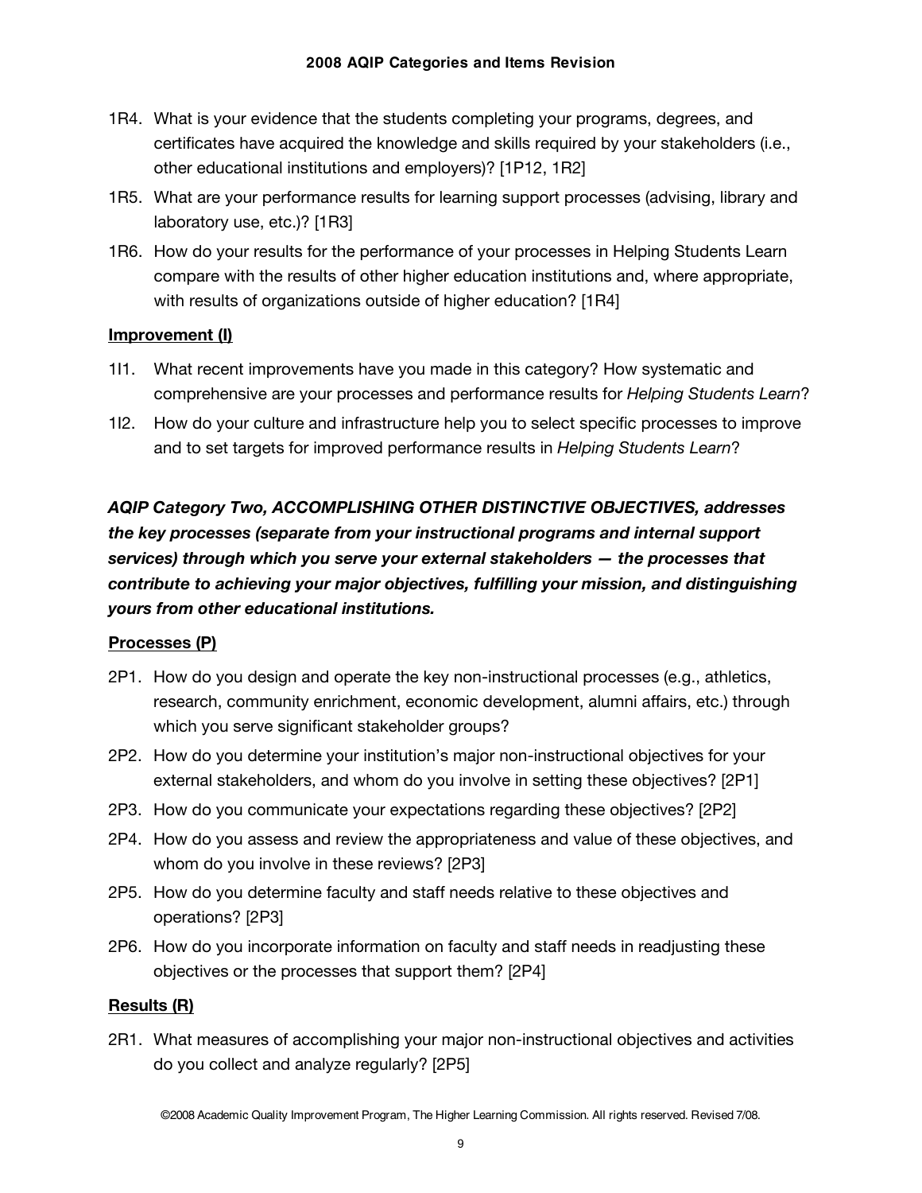1R4. What is your evidence that the students completing your programs, degrees, and certificates have acquired the knowledge and skills required by your stakeholders (i.e., other educational institutions and employers)? [1P12, 1R2]

1R5. What are your performance results for learning support processes (advising, library and laboratory use, etc.)? [1R3]

1R6. How do your results for the performance of your processes in Helping Students Learn compare with the results of other higher education institutions and, where appropriate, with results of organizations outside of higher education? [1R4]

**Improvement (I)**

1I1. What recent improvements have you made in this category? How systematic and comprehensive are your processes and performance results for *Helping Students Learn*?

1I2. How do your culture and infrastructure help you to select specific processes to improve and to set targets for improved performance results in *Helping Students Learn*?

***AQIP Category Two, ACCOMPLISHING OTHER DISTINCTIVE OBJECTIVES, addresses the key processes (separate from your instructional programs and internal support services) through which you serve your external stakeholders — the processes that contribute to achieving your major objectives, fulfilling your mission, and distinguishing yours from other educational institutions.***

**Processes (P)**

2P1. How do you design and operate the key non-instructional processes (e.g., athletics, research, community enrichment, economic development, alumni affairs, etc.) through which you serve significant stakeholder groups?

2P2. How do you determine your institution's major non-instructional objectives for your external stakeholders, and whom do you involve in setting these objectives? [2P1]

2P3. How do you communicate your expectations regarding these objectives? [2P2]

2P4. How do you assess and review the appropriateness and value of these objectives, and whom do you involve in these reviews? [2P3]

2P5. How do you determine faculty and staff needs relative to these objectives and operations? [2P3]

2P6. How do you incorporate information on faculty and staff needs in readjusting these objectives or the processes that support them? [2P4]

**Results (R)**

2R1. What measures of accomplishing your major non-instructional objectives and activities do you collect and analyze regularly? [2P5]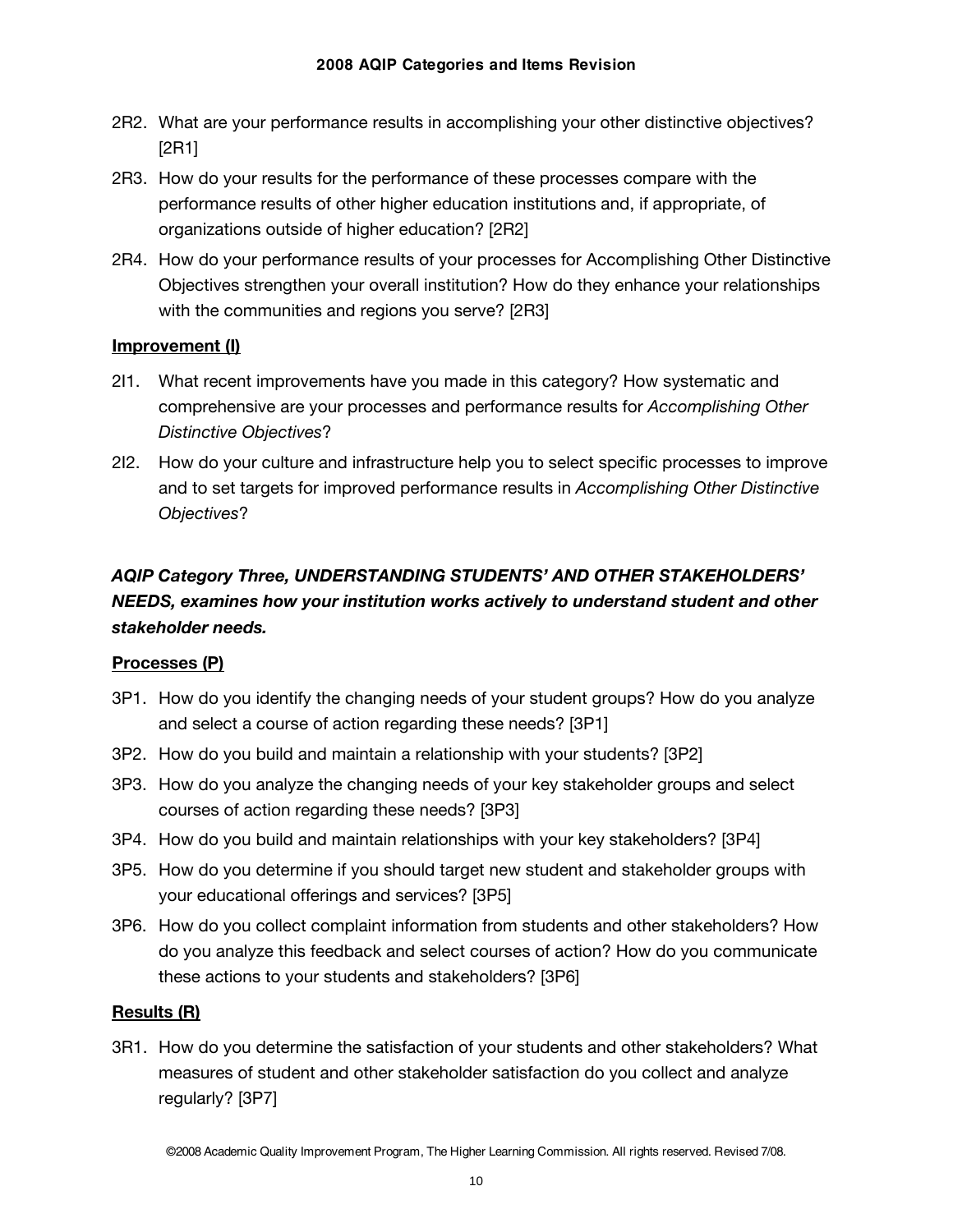2R2. What are your performance results in accomplishing your other distinctive objectives? [2R1]

2R3. How do your results for the performance of these processes compare with the performance results of other higher education institutions and, if appropriate, of organizations outside of higher education? [2R2]

2R4. How do your performance results of your processes for Accomplishing Other Distinctive Objectives strengthen your overall institution? How do they enhance your relationships with the communities and regions you serve? [2R3]

**Improvement (I)**

2I1. What recent improvements have you made in this category? How systematic and comprehensive are your processes and performance results for *Accomplishing Other Distinctive Objectives*?

2I2. How do your culture and infrastructure help you to select specific processes to improve and to set targets for improved performance results in *Accomplishing Other Distinctive Objectives*?

***AQIP Category Three, UNDERSTANDING STUDENTS' AND OTHER STAKEHOLDERS' NEEDS, examines how your institution works actively to understand student and other stakeholder needs.***

**Processes (P)**

3P1. How do you identify the changing needs of your student groups? How do you analyze and select a course of action regarding these needs? [3P1]

3P2. How do you build and maintain a relationship with your students? [3P2]

3P3. How do you analyze the changing needs of your key stakeholder groups and select courses of action regarding these needs? [3P3]

3P4. How do you build and maintain relationships with your key stakeholders? [3P4]

3P5. How do you determine if you should target new student and stakeholder groups with your educational offerings and services? [3P5]

3P6. How do you collect complaint information from students and other stakeholders? How do you analyze this feedback and select courses of action? How do you communicate these actions to your students and stakeholders? [3P6]

**Results (R)**

3R1. How do you determine the satisfaction of your students and other stakeholders? What measures of student and other stakeholder satisfaction do you collect and analyze regularly? [3P7]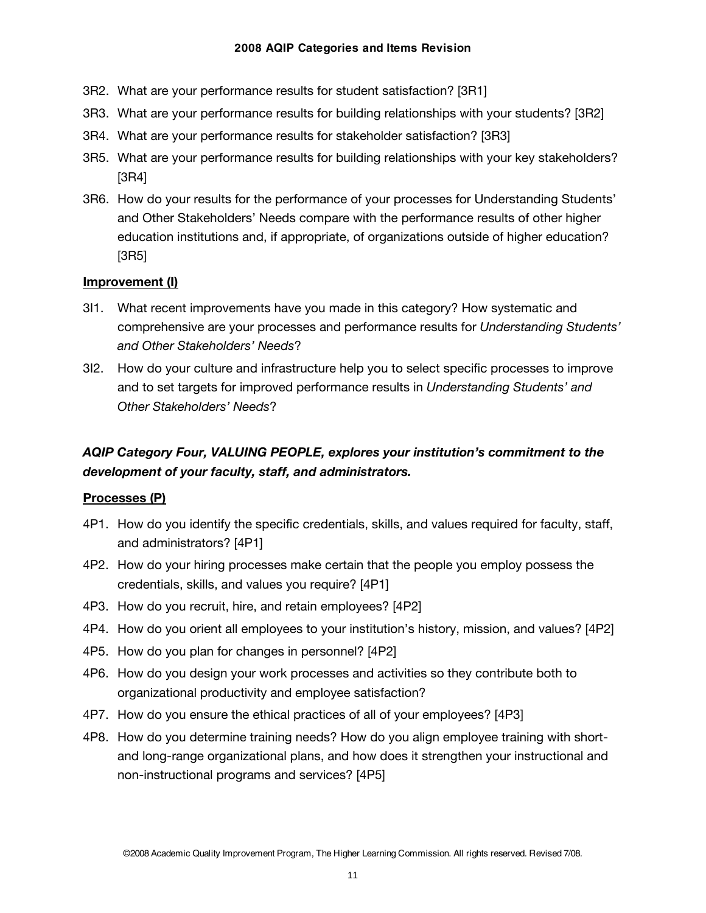3R2. What are your performance results for student satisfaction? [3R1]

3R3. What are your performance results for building relationships with your students? [3R2]

3R4. What are your performance results for stakeholder satisfaction? [3R3]

3R5. What are your performance results for building relationships with your key stakeholders? [3R4]

3R6. How do your results for the performance of your processes for Understanding Students' and Other Stakeholders' Needs compare with the performance results of other higher education institutions and, if appropriate, of organizations outside of higher education? [3R5]

**Improvement (I)**

3I1. What recent improvements have you made in this category? How systematic and comprehensive are your processes and performance results for *Understanding Students' and Other Stakeholders' Needs*?

3I2. How do your culture and infrastructure help you to select specific processes to improve and to set targets for improved performance results in *Understanding Students' and Other Stakeholders' Needs*?

***AQIP Category Four, VALUING PEOPLE, explores your institution's commitment to the development of your faculty, staff, and administrators.***

**Processes (P)**

4P1. How do you identify the specific credentials, skills, and values required for faculty, staff, and administrators? [4P1]

4P2. How do your hiring processes make certain that the people you employ possess the credentials, skills, and values you require? [4P1]

4P3. How do you recruit, hire, and retain employees? [4P2]

4P4. How do you orient all employees to your institution's history, mission, and values? [4P2]

4P5. How do you plan for changes in personnel? [4P2]

4P6. How do you design your work processes and activities so they contribute both to organizational productivity and employee satisfaction?

4P7. How do you ensure the ethical practices of all of your employees? [4P3]

4P8. How do you determine training needs? How do you align employee training with short- and long-range organizational plans, and how does it strengthen your instructional and non-instructional programs and services? [4P5]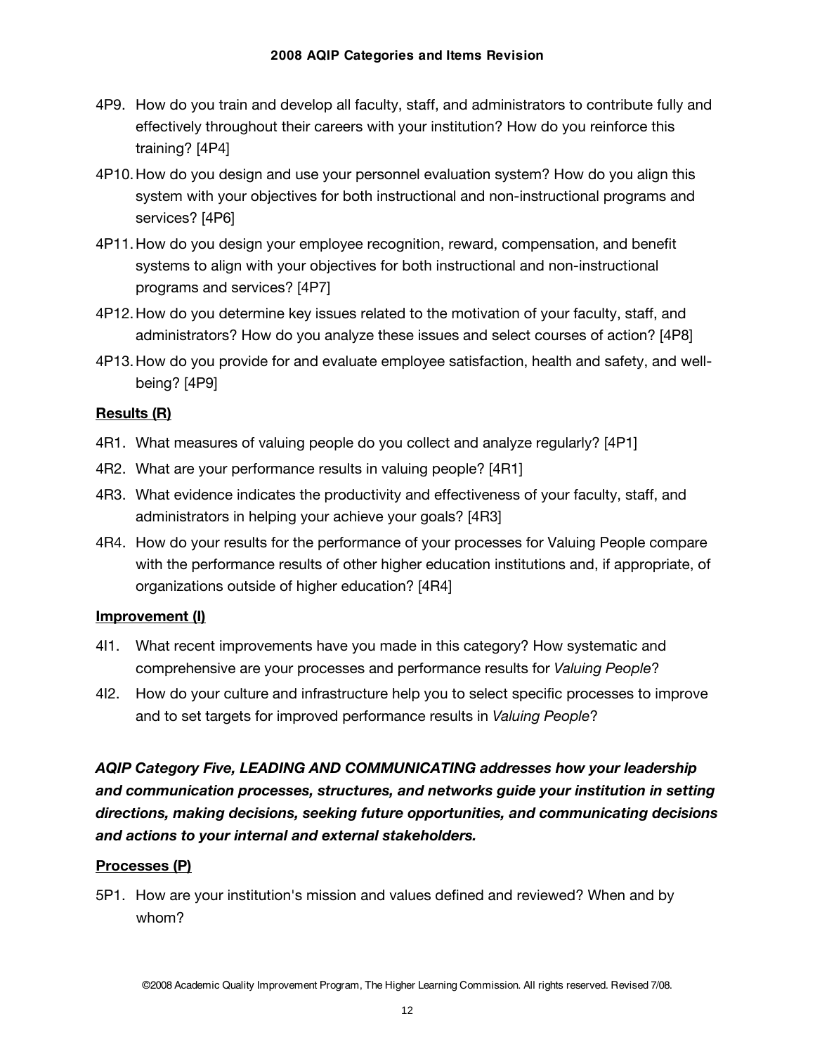4P9. How do you train and develop all faculty, staff, and administrators to contribute fully and effectively throughout their careers with your institution? How do you reinforce this training? [4P4]

4P10. How do you design and use your personnel evaluation system? How do you align this system with your objectives for both instructional and non-instructional programs and services? [4P6]

4P11. How do you design your employee recognition, reward, compensation, and benefit systems to align with your objectives for both instructional and non-instructional programs and services? [4P7]

4P12. How do you determine key issues related to the motivation of your faculty, staff, and administrators? How do you analyze these issues and select courses of action? [4P8]

4P13. How do you provide for and evaluate employee satisfaction, health and safety, and well-being? [4P9]

**Results (R)**

4R1. What measures of valuing people do you collect and analyze regularly? [4P1]

4R2. What are your performance results in valuing people? [4R1]

4R3. What evidence indicates the productivity and effectiveness of your faculty, staff, and administrators in helping your achieve your goals? [4R3]

4R4. How do your results for the performance of your processes for Valuing People compare with the performance results of other higher education institutions and, if appropriate, of organizations outside of higher education? [4R4]

**Improvement (I)**

4I1. What recent improvements have you made in this category? How systematic and comprehensive are your processes and performance results for *Valuing People*?

4I2. How do your culture and infrastructure help you to select specific processes to improve and to set targets for improved performance results in *Valuing People*?

***AQIP Category Five, LEADING AND COMMUNICATING addresses how your leadership and communication processes, structures, and networks guide your institution in setting directions, making decisions, seeking future opportunities, and communicating decisions and actions to your internal and external stakeholders.***

**Processes (P)**

5P1. How are your institution's mission and values defined and reviewed? When and by whom?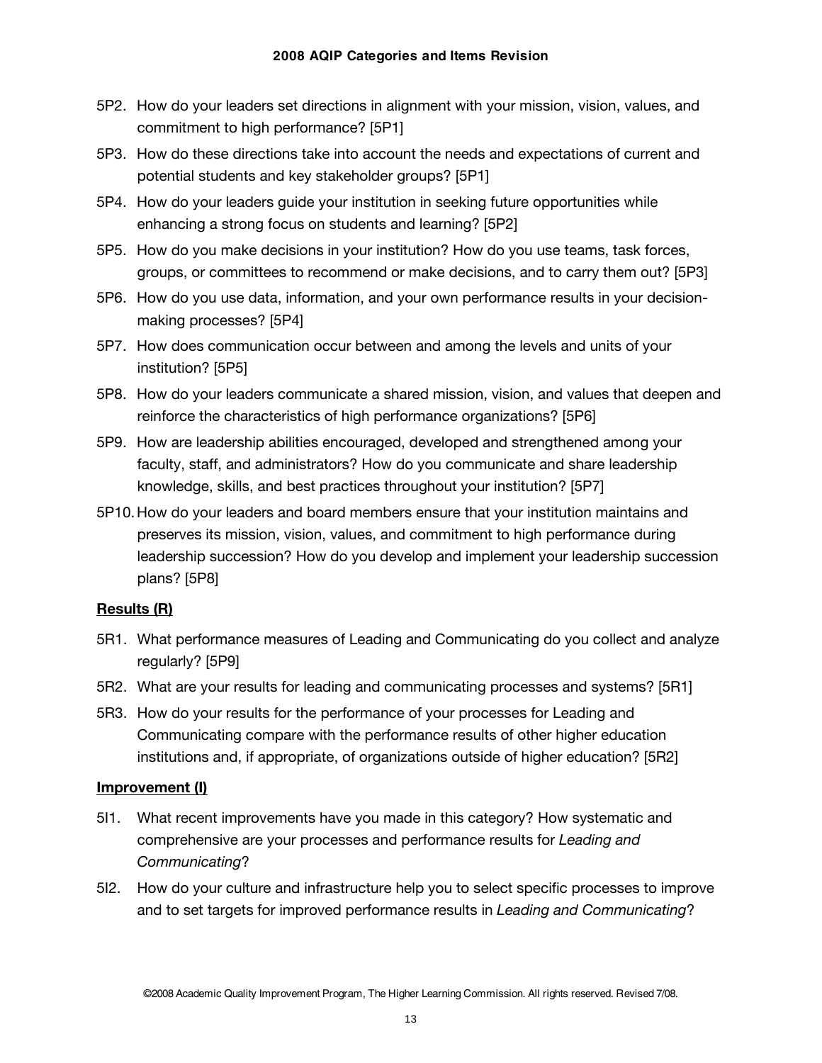5P2. How do your leaders set directions in alignment with your mission, vision, values, and commitment to high performance? [5P1]

5P3. How do these directions take into account the needs and expectations of current and potential students and key stakeholder groups? [5P1]

5P4. How do your leaders guide your institution in seeking future opportunities while enhancing a strong focus on students and learning? [5P2]

5P5. How do you make decisions in your institution? How do you use teams, task forces, groups, or committees to recommend or make decisions, and to carry them out? [5P3]

5P6. How do you use data, information, and your own performance results in your decision-making processes? [5P4]

5P7. How does communication occur between and among the levels and units of your institution? [5P5]

5P8. How do your leaders communicate a shared mission, vision, and values that deepen and reinforce the characteristics of high performance organizations? [5P6]

5P9. How are leadership abilities encouraged, developed and strengthened among your faculty, staff, and administrators? How do you communicate and share leadership knowledge, skills, and best practices throughout your institution? [5P7]

5P10. How do your leaders and board members ensure that your institution maintains and preserves its mission, vision, values, and commitment to high performance during leadership succession? How do you develop and implement your leadership succession plans? [5P8]

**Results (R)**

5R1. What performance measures of Leading and Communicating do you collect and analyze regularly? [5P9]

5R2. What are your results for leading and communicating processes and systems? [5R1]

5R3. How do your results for the performance of your processes for Leading and Communicating compare with the performance results of other higher education institutions and, if appropriate, of organizations outside of higher education? [5R2]

**Improvement (I)**

5I1. What recent improvements have you made in this category? How systematic and comprehensive are your processes and performance results for *Leading and Communicating*?

5I2. How do your culture and infrastructure help you to select specific processes to improve and to set targets for improved performance results in *Leading and Communicating*?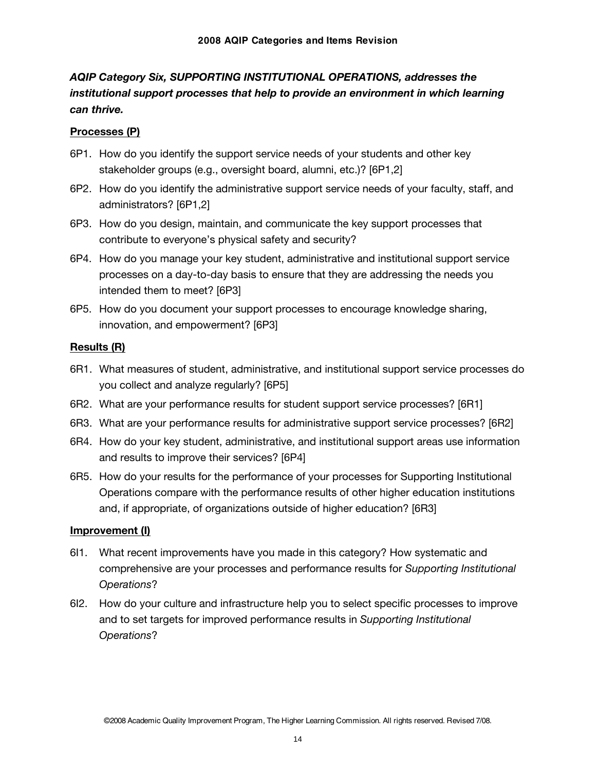***AQIP Category Six, SUPPORTING INSTITUTIONAL OPERATIONS, addresses the institutional support processes that help to provide an environment in which learning can thrive.***

**Processes (P)**

6P1. How do you identify the support service needs of your students and other key stakeholder groups (e.g., oversight board, alumni, etc.)? [6P1,2]

6P2. How do you identify the administrative support service needs of your faculty, staff, and administrators? [6P1,2]

6P3. How do you design, maintain, and communicate the key support processes that contribute to everyone's physical safety and security?

6P4. How do you manage your key student, administrative and institutional support service processes on a day-to-day basis to ensure that they are addressing the needs you intended them to meet? [6P3]

6P5. How do you document your support processes to encourage knowledge sharing, innovation, and empowerment? [6P3]

**Results (R)**

6R1. What measures of student, administrative, and institutional support service processes do you collect and analyze regularly? [6P5]

6R2. What are your performance results for student support service processes? [6R1]

6R3. What are your performance results for administrative support service processes? [6R2]

6R4. How do your key student, administrative, and institutional support areas use information and results to improve their services? [6P4]

6R5. How do your results for the performance of your processes for Supporting Institutional Operations compare with the performance results of other higher education institutions and, if appropriate, of organizations outside of higher education? [6R3]

**Improvement (I)**

6I1. What recent improvements have you made in this category? How systematic and comprehensive are your processes and performance results for *Supporting Institutional Operations*?

6I2. How do your culture and infrastructure help you to select specific processes to improve and to set targets for improved performance results in *Supporting Institutional Operations*?

©2008 Academic Quality Improvement Program, The Higher Learning Commission. All rights reserved. Revised 7/08.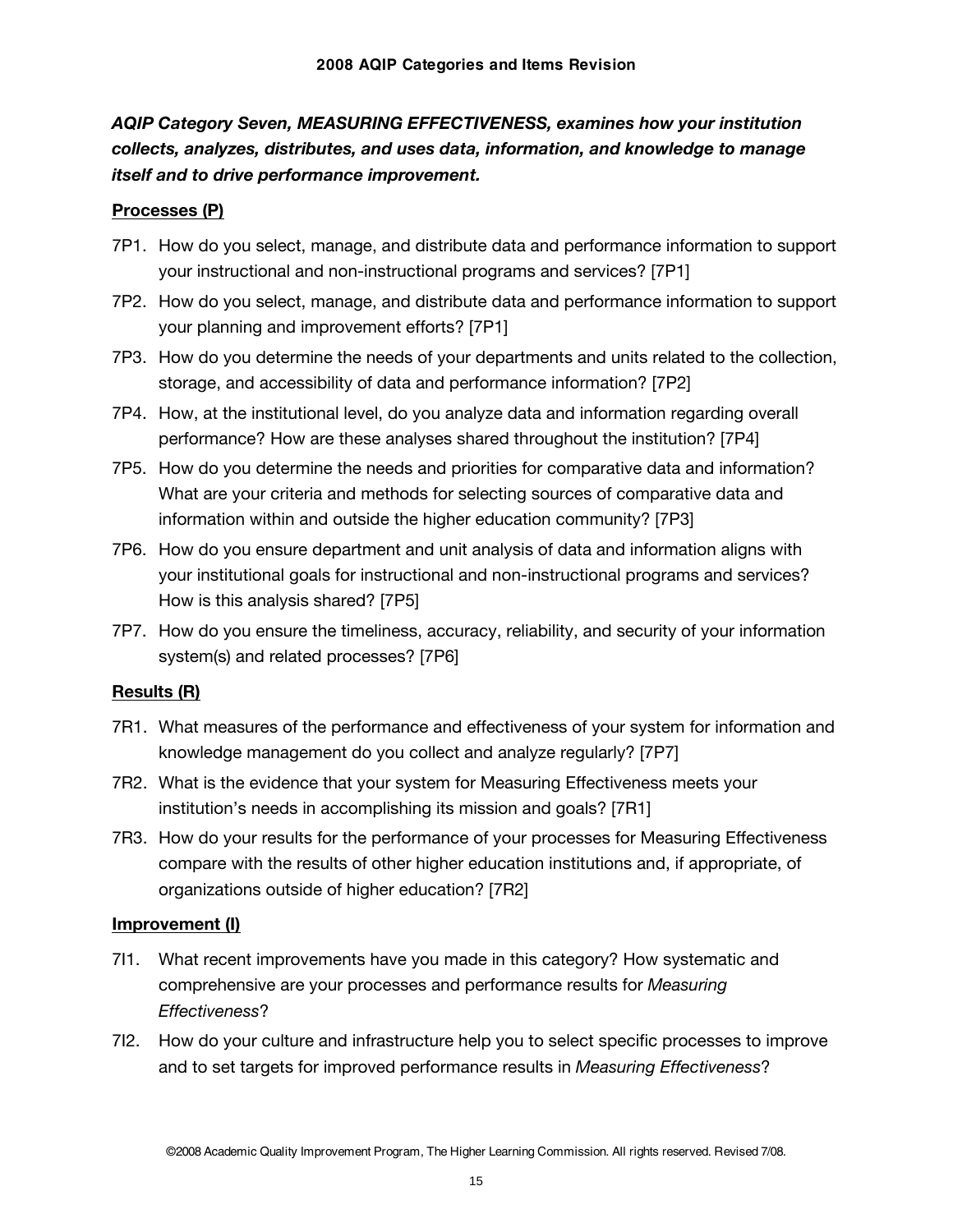***AQIP Category Seven, MEASURING EFFECTIVENESS, examines how your institution collects, analyzes, distributes, and uses data, information, and knowledge to manage itself and to drive performance improvement.***

**Processes (P)**

7P1. How do you select, manage, and distribute data and performance information to support your instructional and non-instructional programs and services? [7P1]

7P2. How do you select, manage, and distribute data and performance information to support your planning and improvement efforts? [7P1]

7P3. How do you determine the needs of your departments and units related to the collection, storage, and accessibility of data and performance information? [7P2]

7P4. How, at the institutional level, do you analyze data and information regarding overall performance? How are these analyses shared throughout the institution? [7P4]

7P5. How do you determine the needs and priorities for comparative data and information? What are your criteria and methods for selecting sources of comparative data and information within and outside the higher education community? [7P3]

7P6. How do you ensure department and unit analysis of data and information aligns with your institutional goals for instructional and non-instructional programs and services? How is this analysis shared? [7P5]

7P7. How do you ensure the timeliness, accuracy, reliability, and security of your information system(s) and related processes? [7P6]

**Results (R)**

7R1. What measures of the performance and effectiveness of your system for information and knowledge management do you collect and analyze regularly? [7P7]

7R2. What is the evidence that your system for Measuring Effectiveness meets your institution's needs in accomplishing its mission and goals? [7R1]

7R3. How do your results for the performance of your processes for Measuring Effectiveness compare with the results of other higher education institutions and, if appropriate, of organizations outside of higher education? [7R2]

**Improvement (I)**

7I1. What recent improvements have you made in this category? How systematic and comprehensive are your processes and performance results for *Measuring Effectiveness*?

7I2. How do your culture and infrastructure help you to select specific processes to improve and to set targets for improved performance results in *Measuring Effectiveness*?

©2008 Academic Quality Improvement Program, The Higher Learning Commission. All rights reserved. Revised 7/08.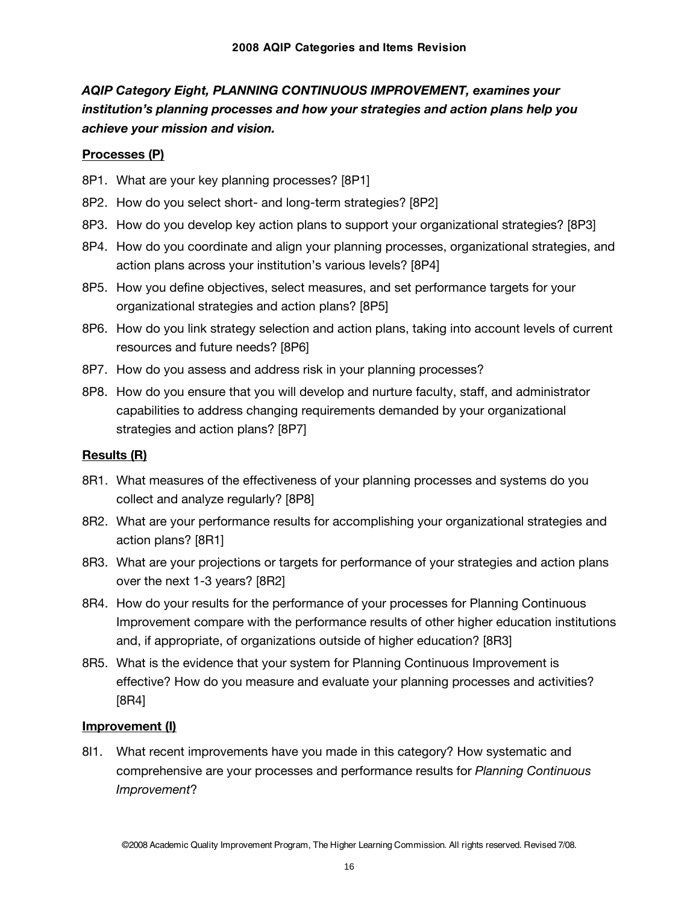***AQIP Category Eight, PLANNING CONTINUOUS IMPROVEMENT, examines your institution's planning processes and how your strategies and action plans help you achieve your mission and vision.***

**Processes (P)**

8P1. What are your key planning processes? [8P1]

8P2. How do you select short- and long-term strategies? [8P2]

8P3. How do you develop key action plans to support your organizational strategies? [8P3]

8P4. How do you coordinate and align your planning processes, organizational strategies, and action plans across your institution's various levels? [8P4]

8P5. How you define objectives, select measures, and set performance targets for your organizational strategies and action plans? [8P5]

8P6. How do you link strategy selection and action plans, taking into account levels of current resources and future needs? [8P6]

8P7. How do you assess and address risk in your planning processes?

8P8. How do you ensure that you will develop and nurture faculty, staff, and administrator capabilities to address changing requirements demanded by your organizational strategies and action plans? [8P7]

**Results (R)**

8R1. What measures of the effectiveness of your planning processes and systems do you collect and analyze regularly? [8P8]

8R2. What are your performance results for accomplishing your organizational strategies and action plans? [8R1]

8R3. What are your projections or targets for performance of your strategies and action plans over the next 1-3 years? [8R2]

8R4. How do your results for the performance of your processes for Planning Continuous Improvement compare with the performance results of other higher education institutions and, if appropriate, of organizations outside of higher education? [8R3]

8R5. What is the evidence that your system for Planning Continuous Improvement is effective? How do you measure and evaluate your planning processes and activities? [8R4]

**Improvement (I)**

8I1. What recent improvements have you made in this category? How systematic and comprehensive are your processes and performance results for *Planning Continuous Improvement*?

©2008 Academic Quality Improvement Program, The Higher Learning Commission. All rights reserved. Revised 7/08.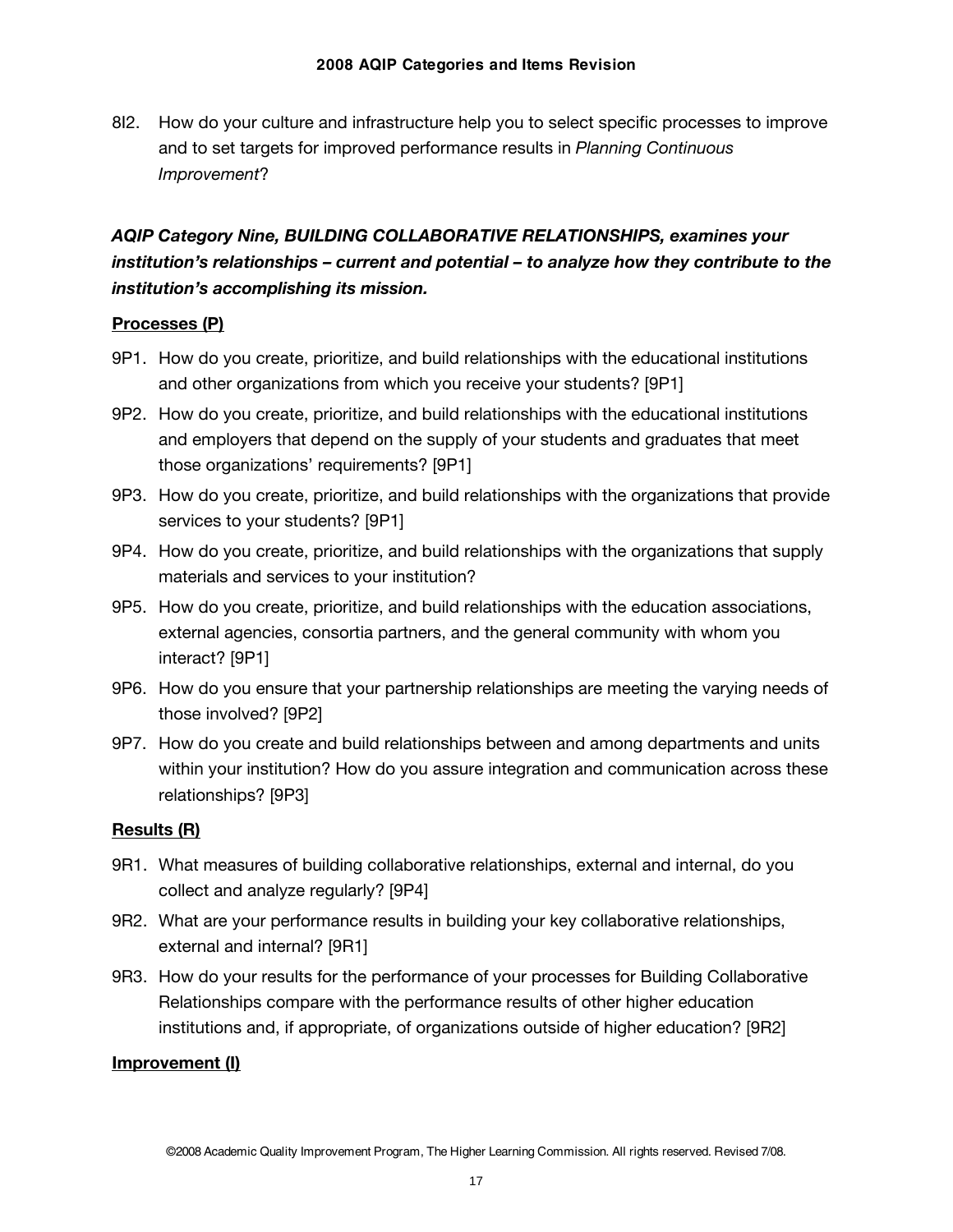8I2. How do your culture and infrastructure help you to select specific processes to improve and to set targets for improved performance results in *Planning Continuous Improvement*?

***AQIP Category Nine, BUILDING COLLABORATIVE RELATIONSHIPS, examines your institution's relationships – current and potential – to analyze how they contribute to the institution's accomplishing its mission.***

**Processes (P)**

9P1. How do you create, prioritize, and build relationships with the educational institutions and other organizations from which you receive your students? [9P1]

9P2. How do you create, prioritize, and build relationships with the educational institutions and employers that depend on the supply of your students and graduates that meet those organizations' requirements? [9P1]

9P3. How do you create, prioritize, and build relationships with the organizations that provide services to your students? [9P1]

9P4. How do you create, prioritize, and build relationships with the organizations that supply materials and services to your institution?

9P5. How do you create, prioritize, and build relationships with the education associations, external agencies, consortia partners, and the general community with whom you interact? [9P1]

9P6. How do you ensure that your partnership relationships are meeting the varying needs of those involved? [9P2]

9P7. How do you create and build relationships between and among departments and units within your institution? How do you assure integration and communication across these relationships? [9P3]

**Results (R)**

9R1. What measures of building collaborative relationships, external and internal, do you collect and analyze regularly? [9P4]

9R2. What are your performance results in building your key collaborative relationships, external and internal? [9R1]

9R3. How do your results for the performance of your processes for Building Collaborative Relationships compare with the performance results of other higher education institutions and, if appropriate, of organizations outside of higher education? [9R2]

**Improvement (I)**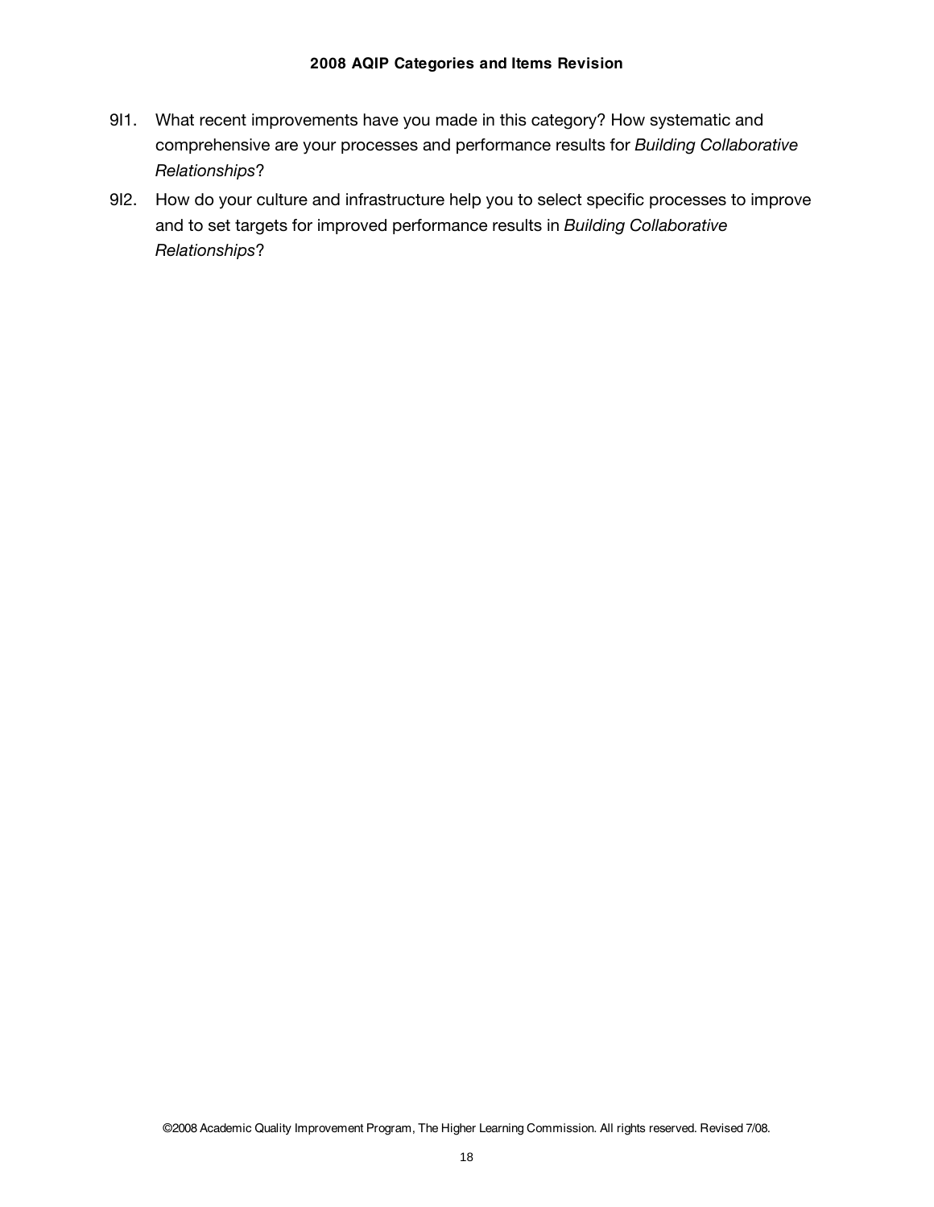9I1. What recent improvements have you made in this category? How systematic and comprehensive are your processes and performance results for *Building Collaborative Relationships*?

9I2. How do your culture and infrastructure help you to select specific processes to improve and to set targets for improved performance results in *Building Collaborative Relationships*?

©2008 Academic Quality Improvement Program, The Higher Learning Commission. All rights reserved. Revised 7/08.